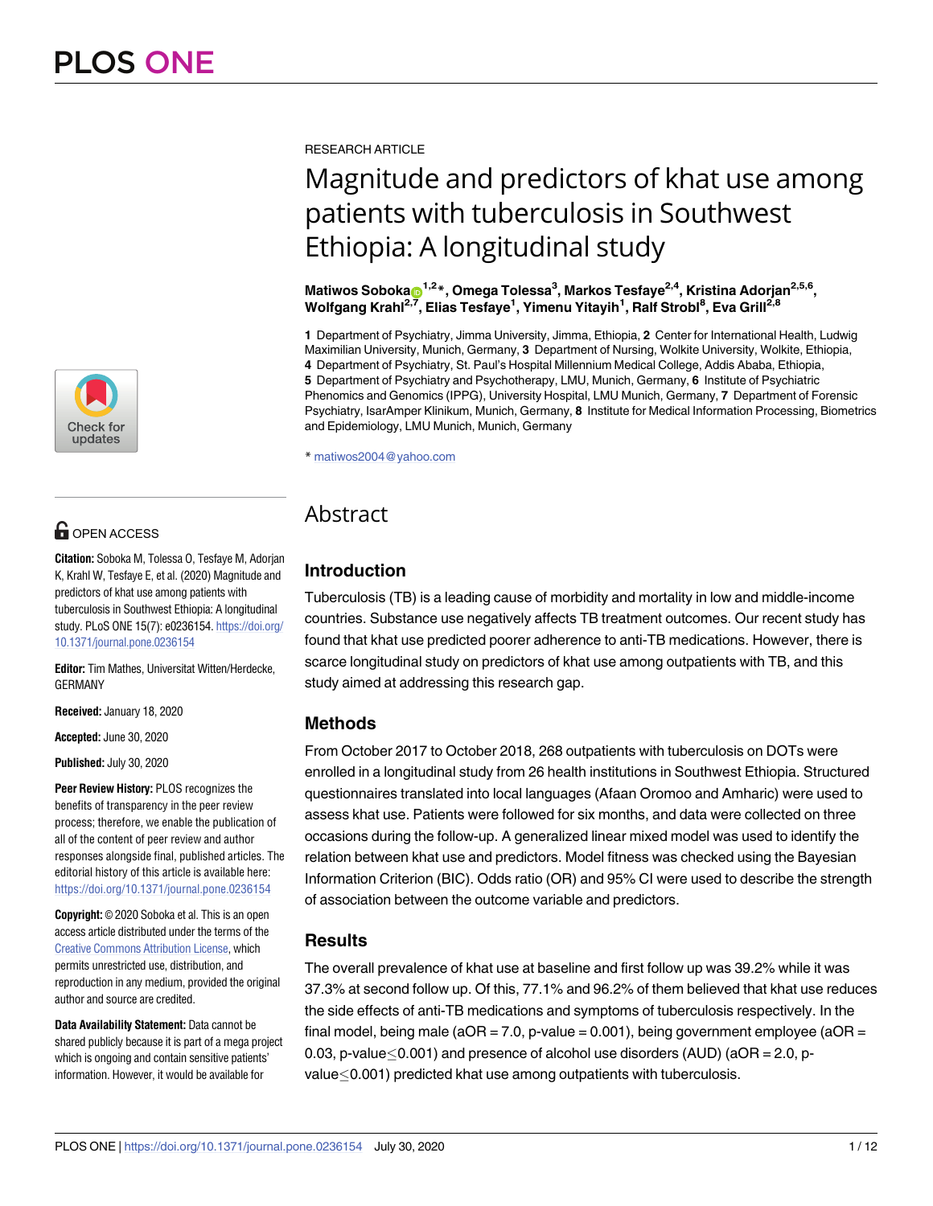RESEARCH ARTICLE

# Magnitude and predictors of khat use among patients with tuberculosis in Southwest Ethiopia: A longitudinal study

**Matiwos Soboka[1,2]*, Omega Tolessa[3], Markos Tesfaye[2,4], Kristina Adorjan[2,5,6], Wolfgang Krahl[2,7], Elias Tesfaye[1], Yimenu Yitayih[1], Ralf Strobl[8], Eva Grill[2,8]**

**1** Department of Psychiatry, Jimma University, Jimma, Ethiopia, **2** Center for International Health, Ludwig Maximilian University, Munich, Germany, **3** Department of Nursing, Wolkite University, Wolkite, Ethiopia, **4** Department of Psychiatry, St. Paul's Hospital Millennium Medical College, Addis Ababa, Ethiopia, **5** Department of Psychiatry and Psychotherapy, LMU, Munich, Germany, **6** Institute of Psychiatric Phenomics and Genomics (IPPG), University Hospital, LMU Munich, Germany, **7** Department of Forensic Psychiatry, IsarAmper Klinikum, Munich, Germany, **8** Institute for Medical Information Processing, Biometrics and Epidemiology, LMU Munich, Munich, Germany

* matiwos2004@yahoo.com

OPEN ACCESS

**Citation:** Soboka M, Tolessa O, Tesfaye M, Adorjan K, Krahl W, Tesfaye E, et al. (2020) Magnitude and predictors of khat use among patients with tuberculosis in Southwest Ethiopia: A longitudinal study. PLoS ONE 15(7): e0236154. https://doi.org/10.1371/journal.pone.0236154

**Editor:** Tim Mathes, Universitat Witten/Herdecke, GERMANY

**Received:** January 18, 2020

**Accepted:** June 30, 2020

**Published:** July 30, 2020

**Peer Review History:** PLOS recognizes the benefits of transparency in the peer review process; therefore, we enable the publication of all of the content of peer review and author responses alongside final, published articles. The editorial history of this article is available here: https://doi.org/10.1371/journal.pone.0236154

**Copyright:** © 2020 Soboka et al. This is an open access article distributed under the terms of the Creative Commons Attribution License, which permits unrestricted use, distribution, and reproduction in any medium, provided the original author and source are credited.

**Data Availability Statement:** Data cannot be shared publicly because it is part of a mega project which is ongoing and contain sensitive patients' information. However, it would be available for

## Abstract

### Introduction

Tuberculosis (TB) is a leading cause of morbidity and mortality in low and middle-income countries. Substance use negatively affects TB treatment outcomes. Our recent study has found that khat use predicted poorer adherence to anti-TB medications. However, there is scarce longitudinal study on predictors of khat use among outpatients with TB, and this study aimed at addressing this research gap.

### Methods

From October 2017 to October 2018, 268 outpatients with tuberculosis on DOTs were enrolled in a longitudinal study from 26 health institutions in Southwest Ethiopia. Structured questionnaires translated into local languages (Afaan Oromoo and Amharic) were used to assess khat use. Patients were followed for six months, and data were collected on three occasions during the follow-up. A generalized linear mixed model was used to identify the relation between khat use and predictors. Model fitness was checked using the Bayesian Information Criterion (BIC). Odds ratio (OR) and 95% CI were used to describe the strength of association between the outcome variable and predictors.

### Results

The overall prevalence of khat use at baseline and first follow up was 39.2% while it was 37.3% at second follow up. Of this, 77.1% and 96.2% of them believed that khat use reduces the side effects of anti-TB medications and symptoms of tuberculosis respectively. In the final model, being male (aOR = 7.0, p-value = 0.001), being government employee (aOR = 0.03, p-value$\leq$0.001) and presence of alcohol use disorders (AUD) (aOR = 2.0, p-value$\leq$0.001) predicted khat use among outpatients with tuberculosis.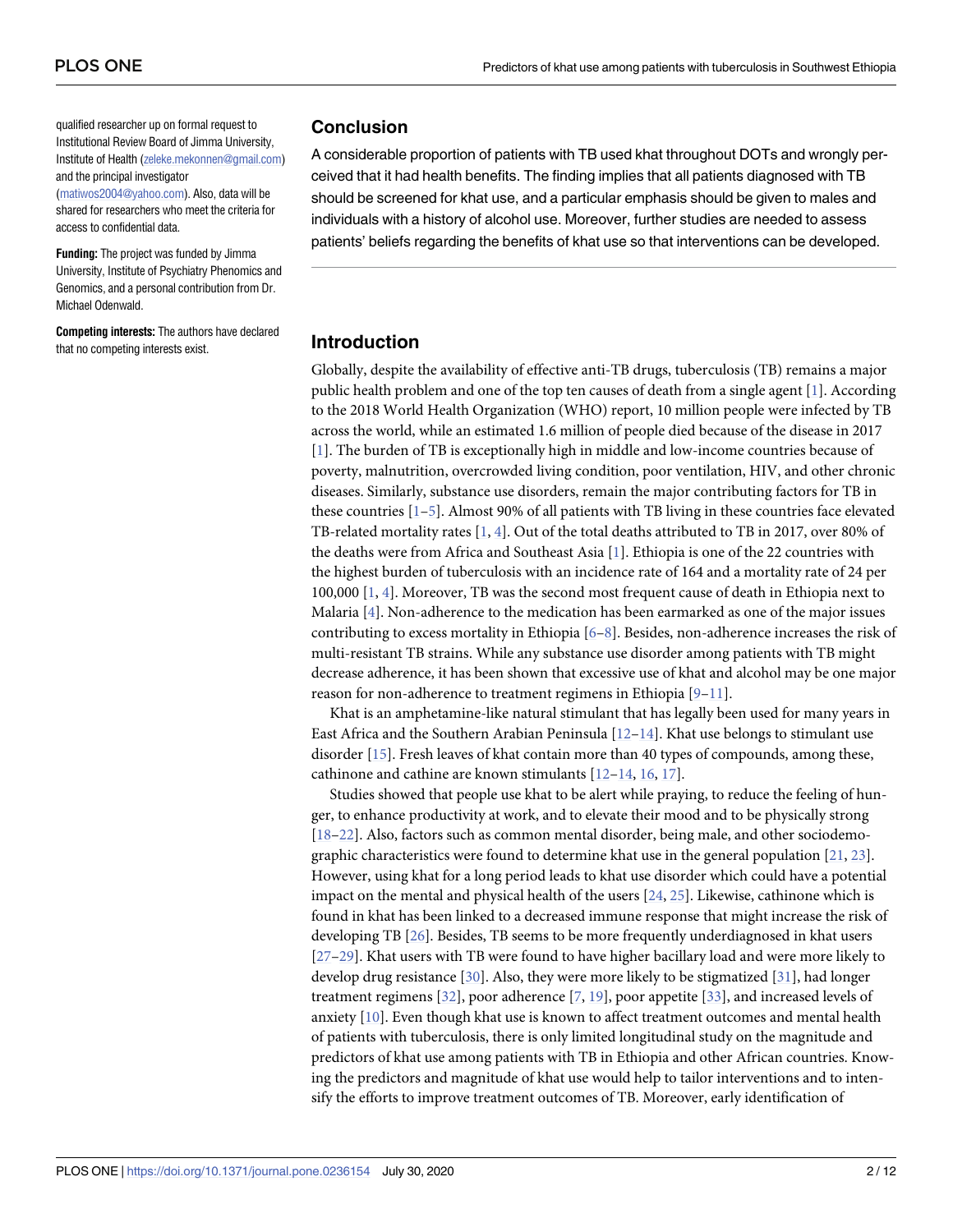qualified researcher up on formal request to Institutional Review Board of Jimma University, Institute of Health (zeleke.mekonnen@gmail.com) and the principal investigator (matiwos2004@yahoo.com). Also, data will be shared for researchers who meet the criteria for access to confidential data.

**Funding:** The project was funded by Jimma University, Institute of Psychiatry Phenomics and Genomics, and a personal contribution from Dr. Michael Odenwald.

**Competing interests:** The authors have declared that no competing interests exist.

## Conclusion

A considerable proportion of patients with TB used khat throughout DOTs and wrongly perceived that it had health benefits. The finding implies that all patients diagnosed with TB should be screened for khat use, and a particular emphasis should be given to males and individuals with a history of alcohol use. Moreover, further studies are needed to assess patients' beliefs regarding the benefits of khat use so that interventions can be developed.

## Introduction

Globally, despite the availability of effective anti-TB drugs, tuberculosis (TB) remains a major public health problem and one of the top ten causes of death from a single agent [1]. According to the 2018 World Health Organization (WHO) report, 10 million people were infected by TB across the world, while an estimated 1.6 million of people died because of the disease in 2017 [1]. The burden of TB is exceptionally high in middle and low-income countries because of poverty, malnutrition, overcrowded living condition, poor ventilation, HIV, and other chronic diseases. Similarly, substance use disorders, remain the major contributing factors for TB in these countries [1–5]. Almost 90% of all patients with TB living in these countries face elevated TB-related mortality rates [1, 4]. Out of the total deaths attributed to TB in 2017, over 80% of the deaths were from Africa and Southeast Asia [1]. Ethiopia is one of the 22 countries with the highest burden of tuberculosis with an incidence rate of 164 and a mortality rate of 24 per 100,000 [1, 4]. Moreover, TB was the second most frequent cause of death in Ethiopia next to Malaria [4]. Non-adherence to the medication has been earmarked as one of the major issues contributing to excess mortality in Ethiopia [6–8]. Besides, non-adherence increases the risk of multi-resistant TB strains. While any substance use disorder among patients with TB might decrease adherence, it has been shown that excessive use of khat and alcohol may be one major reason for non-adherence to treatment regimens in Ethiopia [9–11].

Khat is an amphetamine-like natural stimulant that has legally been used for many years in East Africa and the Southern Arabian Peninsula [12–14]. Khat use belongs to stimulant use disorder [15]. Fresh leaves of khat contain more than 40 types of compounds, among these, cathinone and cathine are known stimulants [12–14, 16, 17].

Studies showed that people use khat to be alert while praying, to reduce the feeling of hunger, to enhance productivity at work, and to elevate their mood and to be physically strong [18–22]. Also, factors such as common mental disorder, being male, and other sociodemographic characteristics were found to determine khat use in the general population [21, 23]. However, using khat for a long period leads to khat use disorder which could have a potential impact on the mental and physical health of the users [24, 25]. Likewise, cathinone which is found in khat has been linked to a decreased immune response that might increase the risk of developing TB [26]. Besides, TB seems to be more frequently underdiagnosed in khat users [27–29]. Khat users with TB were found to have higher bacillary load and were more likely to develop drug resistance [30]. Also, they were more likely to be stigmatized [31], had longer treatment regimens [32], poor adherence [7, 19], poor appetite [33], and increased levels of anxiety [10]. Even though khat use is known to affect treatment outcomes and mental health of patients with tuberculosis, there is only limited longitudinal study on the magnitude and predictors of khat use among patients with TB in Ethiopia and other African countries. Knowing the predictors and magnitude of khat use would help to tailor interventions and to intensify the efforts to improve treatment outcomes of TB. Moreover, early identification of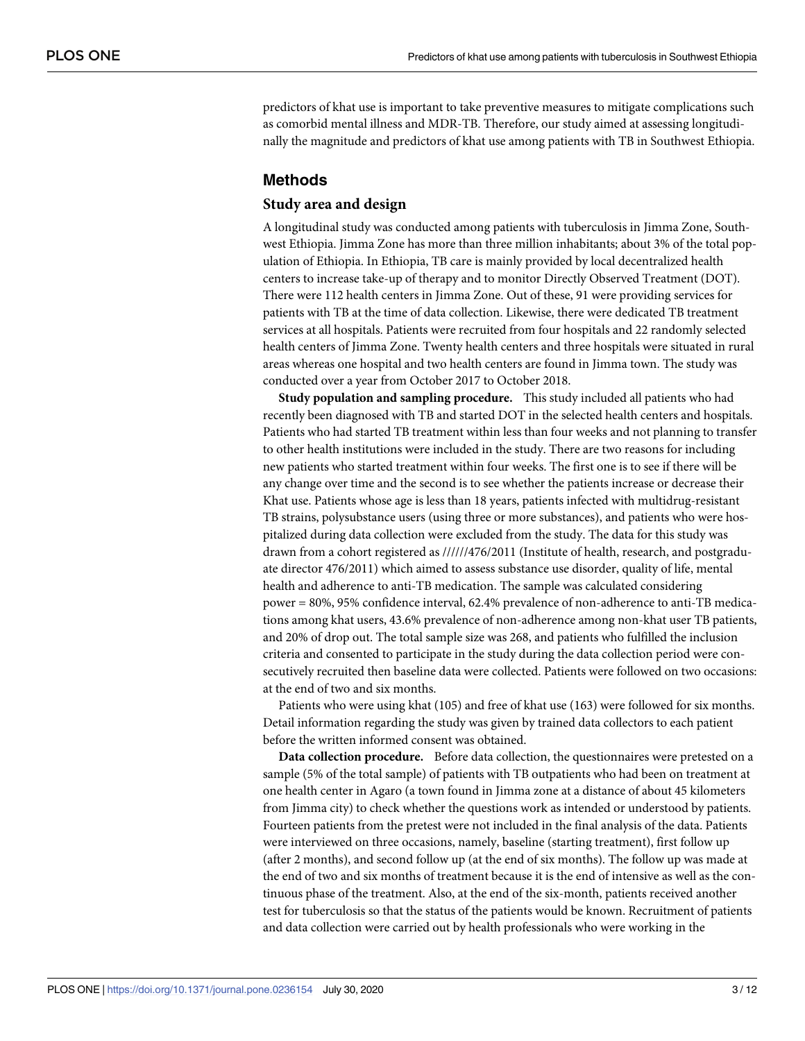predictors of khat use is important to take preventive measures to mitigate complications such as comorbid mental illness and MDR-TB. Therefore, our study aimed at assessing longitudinally the magnitude and predictors of khat use among patients with TB in Southwest Ethiopia.

## Methods

### Study area and design

A longitudinal study was conducted among patients with tuberculosis in Jimma Zone, Southwest Ethiopia. Jimma Zone has more than three million inhabitants; about 3% of the total population of Ethiopia. In Ethiopia, TB care is mainly provided by local decentralized health centers to increase take-up of therapy and to monitor Directly Observed Treatment (DOT). There were 112 health centers in Jimma Zone. Out of these, 91 were providing services for patients with TB at the time of data collection. Likewise, there were dedicated TB treatment services at all hospitals. Patients were recruited from four hospitals and 22 randomly selected health centers of Jimma Zone. Twenty health centers and three hospitals were situated in rural areas whereas one hospital and two health centers are found in Jimma town. The study was conducted over a year from October 2017 to October 2018.

**Study population and sampling procedure.** This study included all patients who had recently been diagnosed with TB and started DOT in the selected health centers and hospitals. Patients who had started TB treatment within less than four weeks and not planning to transfer to other health institutions were included in the study. There are two reasons for including new patients who started treatment within four weeks. The first one is to see if there will be any change over time and the second is to see whether the patients increase or decrease their Khat use. Patients whose age is less than 18 years, patients infected with multidrug-resistant TB strains, polysubstance users (using three or more substances), and patients who were hospitalized during data collection were excluded from the study. The data for this study was drawn from a cohort registered as //////476/2011 (Institute of health, research, and postgraduate director 476/2011) which aimed to assess substance use disorder, quality of life, mental health and adherence to anti-TB medication. The sample was calculated considering power = 80%, 95% confidence interval, 62.4% prevalence of non-adherence to anti-TB medications among khat users, 43.6% prevalence of non-adherence among non-khat user TB patients, and 20% of drop out. The total sample size was 268, and patients who fulfilled the inclusion criteria and consented to participate in the study during the data collection period were consecutively recruited then baseline data were collected. Patients were followed on two occasions: at the end of two and six months.

Patients who were using khat (105) and free of khat use (163) were followed for six months. Detail information regarding the study was given by trained data collectors to each patient before the written informed consent was obtained.

**Data collection procedure.** Before data collection, the questionnaires were pretested on a sample (5% of the total sample) of patients with TB outpatients who had been on treatment at one health center in Agaro (a town found in Jimma zone at a distance of about 45 kilometers from Jimma city) to check whether the questions work as intended or understood by patients. Fourteen patients from the pretest were not included in the final analysis of the data. Patients were interviewed on three occasions, namely, baseline (starting treatment), first follow up (after 2 months), and second follow up (at the end of six months). The follow up was made at the end of two and six months of treatment because it is the end of intensive as well as the continuous phase of the treatment. Also, at the end of the six-month, patients received another test for tuberculosis so that the status of the patients would be known. Recruitment of patients and data collection were carried out by health professionals who were working in the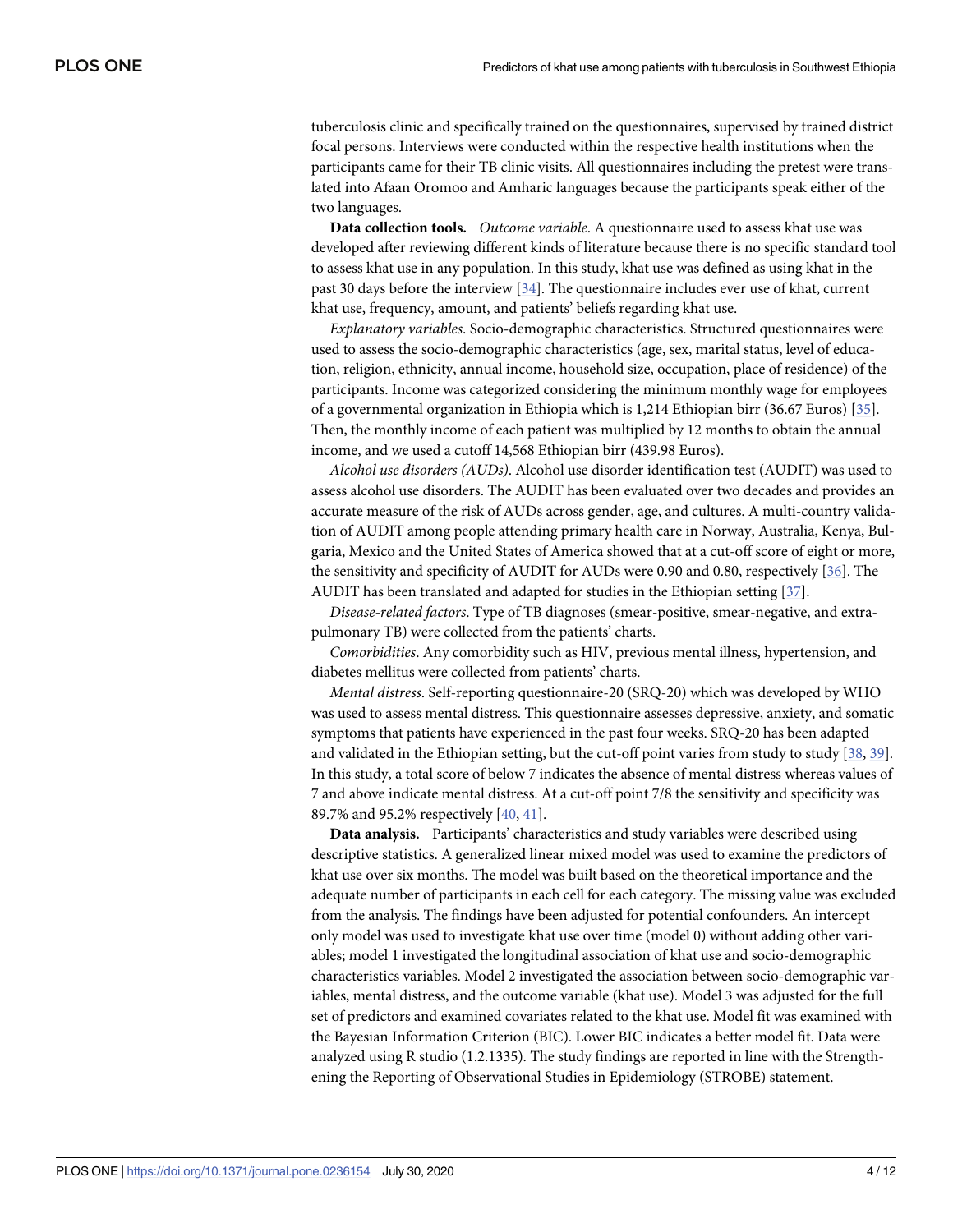tuberculosis clinic and specifically trained on the questionnaires, supervised by trained district focal persons. Interviews were conducted within the respective health institutions when the participants came for their TB clinic visits. All questionnaires including the pretest were translated into Afaan Oromoo and Amharic languages because the participants speak either of the two languages.

**Data collection tools.** *Outcome variable*. A questionnaire used to assess khat use was developed after reviewing different kinds of literature because there is no specific standard tool to assess khat use in any population. In this study, khat use was defined as using khat in the past 30 days before the interview [34]. The questionnaire includes ever use of khat, current khat use, frequency, amount, and patients' beliefs regarding khat use.

*Explanatory variables*. Socio-demographic characteristics. Structured questionnaires were used to assess the socio-demographic characteristics (age, sex, marital status, level of education, religion, ethnicity, annual income, household size, occupation, place of residence) of the participants. Income was categorized considering the minimum monthly wage for employees of a governmental organization in Ethiopia which is 1,214 Ethiopian birr (36.67 Euros) [35]. Then, the monthly income of each patient was multiplied by 12 months to obtain the annual income, and we used a cutoff 14,568 Ethiopian birr (439.98 Euros).

*Alcohol use disorders (AUDs)*. Alcohol use disorder identification test (AUDIT) was used to assess alcohol use disorders. The AUDIT has been evaluated over two decades and provides an accurate measure of the risk of AUDs across gender, age, and cultures. A multi-country validation of AUDIT among people attending primary health care in Norway, Australia, Kenya, Bulgaria, Mexico and the United States of America showed that at a cut-off score of eight or more, the sensitivity and specificity of AUDIT for AUDs were 0.90 and 0.80, respectively [36]. The AUDIT has been translated and adapted for studies in the Ethiopian setting [37].

*Disease-related factors*. Type of TB diagnoses (smear-positive, smear-negative, and extra-pulmonary TB) were collected from the patients' charts.

*Comorbidities*. Any comorbidity such as HIV, previous mental illness, hypertension, and diabetes mellitus were collected from patients' charts.

*Mental distress*. Self-reporting questionnaire-20 (SRQ-20) which was developed by WHO was used to assess mental distress. This questionnaire assesses depressive, anxiety, and somatic symptoms that patients have experienced in the past four weeks. SRQ-20 has been adapted and validated in the Ethiopian setting, but the cut-off point varies from study to study [38, 39]. In this study, a total score of below 7 indicates the absence of mental distress whereas values of 7 and above indicate mental distress. At a cut-off point 7/8 the sensitivity and specificity was 89.7% and 95.2% respectively [40, 41].

**Data analysis.** Participants' characteristics and study variables were described using descriptive statistics. A generalized linear mixed model was used to examine the predictors of khat use over six months. The model was built based on the theoretical importance and the adequate number of participants in each cell for each category. The missing value was excluded from the analysis. The findings have been adjusted for potential confounders. An intercept only model was used to investigate khat use over time (model 0) without adding other variables; model 1 investigated the longitudinal association of khat use and socio-demographic characteristics variables. Model 2 investigated the association between socio-demographic variables, mental distress, and the outcome variable (khat use). Model 3 was adjusted for the full set of predictors and examined covariates related to the khat use. Model fit was examined with the Bayesian Information Criterion (BIC). Lower BIC indicates a better model fit. Data were analyzed using R studio (1.2.1335). The study findings are reported in line with the Strengthening the Reporting of Observational Studies in Epidemiology (STROBE) statement.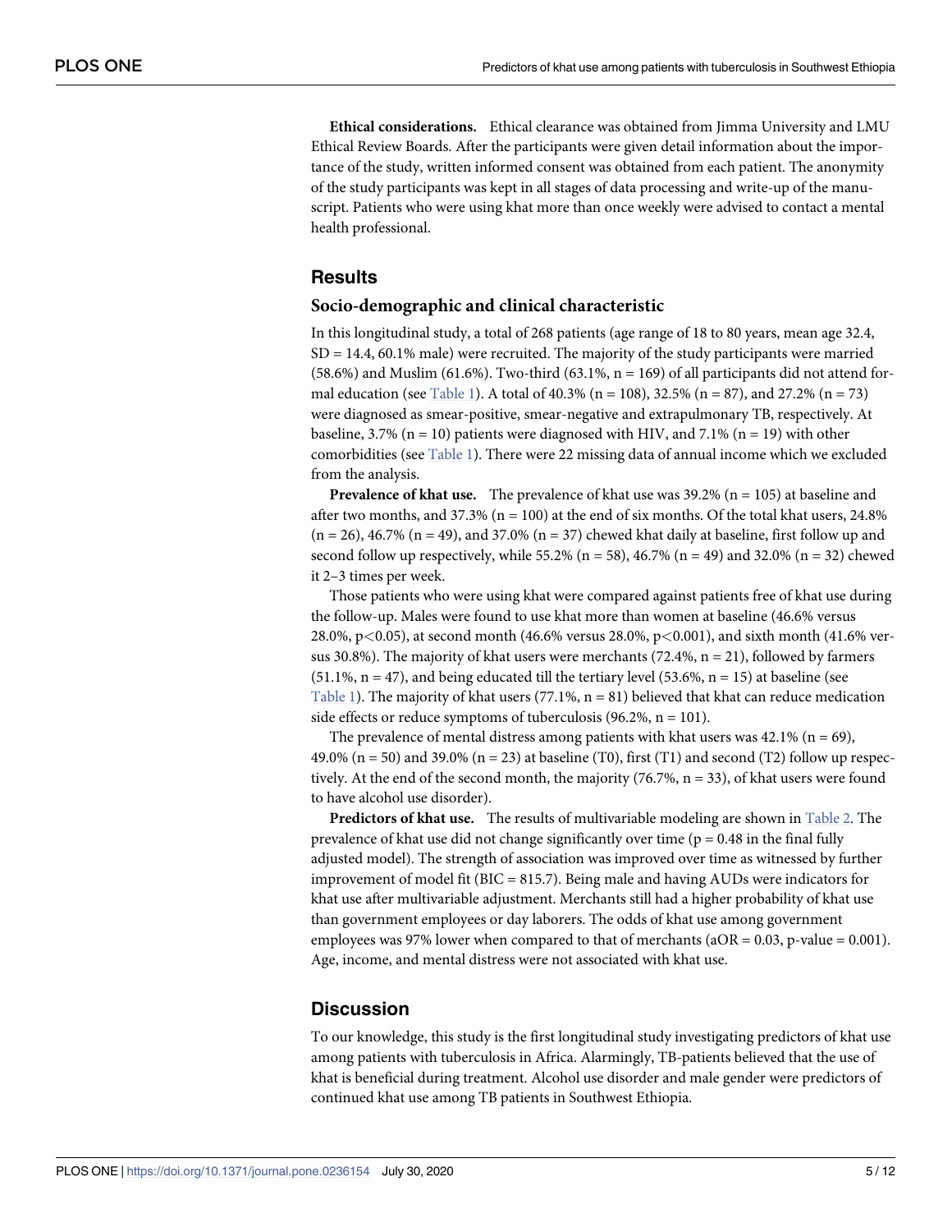**Ethical considerations.** Ethical clearance was obtained from Jimma University and LMU Ethical Review Boards. After the participants were given detail information about the importance of the study, written informed consent was obtained from each patient. The anonymity of the study participants was kept in all stages of data processing and write-up of the manuscript. Patients who were using khat more than once weekly were advised to contact a mental health professional.

## Results

### Socio-demographic and clinical characteristic

In this longitudinal study, a total of 268 patients (age range of 18 to 80 years, mean age 32.4, SD = 14.4, 60.1% male) were recruited. The majority of the study participants were married (58.6%) and Muslim (61.6%). Two-third (63.1%, n = 169) of all participants did not attend formal education (see Table 1). A total of 40.3% (n = 108), 32.5% (n = 87), and 27.2% (n = 73) were diagnosed as smear-positive, smear-negative and extrapulmonary TB, respectively. At baseline, 3.7% (n = 10) patients were diagnosed with HIV, and 7.1% (n = 19) with other comorbidities (see Table 1). There were 22 missing data of annual income which we excluded from the analysis.

**Prevalence of khat use.** The prevalence of khat use was 39.2% (n = 105) at baseline and after two months, and 37.3% (n = 100) at the end of six months. Of the total khat users, 24.8% (n = 26), 46.7% (n = 49), and 37.0% (n = 37) chewed khat daily at baseline, first follow up and second follow up respectively, while 55.2% (n = 58), 46.7% (n = 49) and 32.0% (n = 32) chewed it 2–3 times per week.

Those patients who were using khat were compared against patients free of khat use during the follow-up. Males were found to use khat more than women at baseline (46.6% versus 28.0%, $p<0.05$), at second month (46.6% versus 28.0%, $p<0.001$), and sixth month (41.6% versus 30.8%). The majority of khat users were merchants (72.4%, n = 21), followed by farmers (51.1%, n = 47), and being educated till the tertiary level (53.6%, n = 15) at baseline (see Table 1). The majority of khat users (77.1%, n = 81) believed that khat can reduce medication side effects or reduce symptoms of tuberculosis (96.2%, n = 101).

The prevalence of mental distress among patients with khat users was 42.1% (n = 69), 49.0% (n = 50) and 39.0% (n = 23) at baseline (T0), first (T1) and second (T2) follow up respectively. At the end of the second month, the majority (76.7%, n = 33), of khat users were found to have alcohol use disorder).

**Predictors of khat use.** The results of multivariable modeling are shown in Table 2. The prevalence of khat use did not change significantly over time (p = 0.48 in the final fully adjusted model). The strength of association was improved over time as witnessed by further improvement of model fit (BIC = 815.7). Being male and having AUDs were indicators for khat use after multivariable adjustment. Merchants still had a higher probability of khat use than government employees or day laborers. The odds of khat use among government employees was 97% lower when compared to that of merchants (aOR = 0.03, p-value = 0.001). Age, income, and mental distress were not associated with khat use.

## Discussion

To our knowledge, this study is the first longitudinal study investigating predictors of khat use among patients with tuberculosis in Africa. Alarmingly, TB-patients believed that the use of khat is beneficial during treatment. Alcohol use disorder and male gender were predictors of continued khat use among TB patients in Southwest Ethiopia.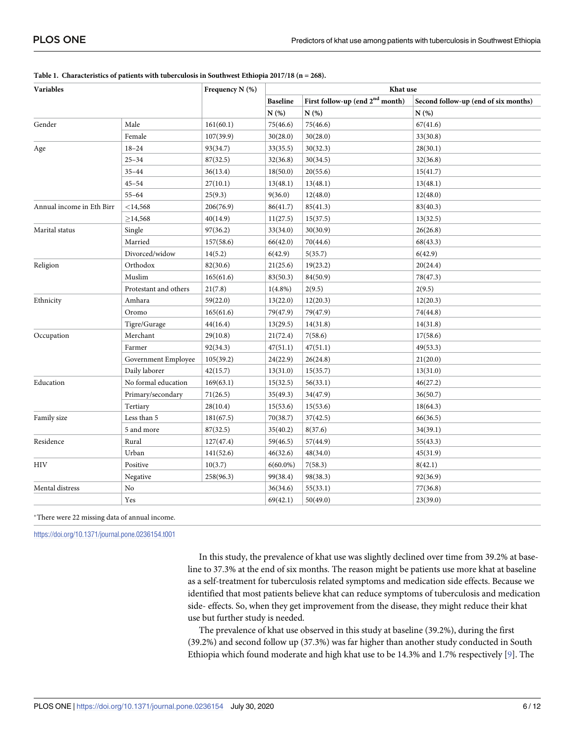**Table 1. Characteristics of patients with tuberculosis in Southwest Ethiopia 2017/18 (n = 268).**

| Variables | | Frequency N (%) | Khat use | | |
|---|---|---|---|---|---|
| | | | Baseline | First follow-up (end 2[nd] month) | Second follow-up (end of six months) |
| | | | N (%) | N (%) | N (%) |
| Gender | Male | 161(60.1) | 75(46.6) | 75(46.6) | 67(41.6) |
| | Female | 107(39.9) | 30(28.0) | 30(28.0) | 33(30.8) |
| Age | 18–24 | 93(34.7) | 33(35.5) | 30(32.3) | 28(30.1) |
| | 25–34 | 87(32.5) | 32(36.8) | 30(34.5) | 32(36.8) |
| | 35–44 | 36(13.4) | 18(50.0) | 20(55.6) | 15(41.7) |
| | 45–54 | 27(10.1) | 13(48.1) | 13(48.1) | 13(48.1) |
| | 55–64 | 25(9.3) | 9(36.0) | 12(48.0) | 12(48.0) |
| Annual income in Eth Birr | <14,568 | 206(76.9) | 86(41.7) | 85(41.3) | 83(40.3) |
| | ≥14,568 | 40(14.9) | 11(27.5) | 15(37.5) | 13(32.5) |
| Marital status | Single | 97(36.2) | 33(34.0) | 30(30.9) | 26(26.8) |
| | Married | 157(58.6) | 66(42.0) | 70(44.6) | 68(43.3) |
| | Divorced/widow | 14(5.2) | 6(42.9) | 5(35.7) | 6(42.9) |
| Religion | Orthodox | 82(30.6) | 21(25.6) | 19(23.2) | 20(24.4) |
| | Muslim | 165(61.6) | 83(50.3) | 84(50.9) | 78(47.3) |
| | Protestant and others | 21(7.8) | 1(4.8%) | 2(9.5) | 2(9.5) |
| Ethnicity | Amhara | 59(22.0) | 13(22.0) | 12(20.3) | 12(20.3) |
| | Oromo | 165(61.6) | 79(47.9) | 79(47.9) | 74(44.8) |
| | Tigre/Gurage | 44(16.4) | 13(29.5) | 14(31.8) | 14(31.8) |
| Occupation | Merchant | 29(10.8) | 21(72.4) | 7(58.6) | 17(58.6) |
| | Farmer | 92(34.3) | 47(51.1) | 47(51.1) | 49(53.3) |
| | Government Employee | 105(39.2) | 24(22.9) | 26(24.8) | 21(20.0) |
| | Daily laborer | 42(15.7) | 13(31.0) | 15(35.7) | 13(31.0) |
| Education | No formal education | 169(63.1) | 15(32.5) | 56(33.1) | 46(27.2) |
| | Primary/secondary | 71(26.5) | 35(49.3) | 34(47.9) | 36(50.7) |
| | Tertiary | 28(10.4) | 15(53.6) | 15(53.6) | 18(64.3) |
| Family size | Less than 5 | 181(67.5) | 70(38.7) | 37(42.5) | 66(36.5) |
| | 5 and more | 87(32.5) | 35(40.2) | 8(37.6) | 34(39.1) |
| Residence | Rural | 127(47.4) | 59(46.5) | 57(44.9) | 55(43.3) |
| | Urban | 141(52.6) | 46(32.6) | 48(34.0) | 45(31.9) |
| HIV | Positive | 10(3.7) | 6(60.0%) | 7(58.3) | 8(42.1) |
| | Negative | 258(96.3) | 99(38.4) | 98(38.3) | 92(36.9) |
| Mental distress | No | | 36(34.6) | 55(33.1) | 77(36.8) |
| | Yes | | 69(42.1) | 50(49.0) | 23(39.0) |

*There were 22 missing data of annual income.

https://doi.org/10.1371/journal.pone.0236154.t001

In this study, the prevalence of khat use was slightly declined over time from 39.2% at baseline to 37.3% at the end of six months. The reason might be patients use more khat at baseline as a self-treatment for tuberculosis related symptoms and medication side effects. Because we identified that most patients believe khat can reduce symptoms of tuberculosis and medication side- effects. So, when they get improvement from the disease, they might reduce their khat use but further study is needed.

The prevalence of khat use observed in this study at baseline (39.2%), during the first (39.2%) and second follow up (37.3%) was far higher than another study conducted in South Ethiopia which found moderate and high khat use to be 14.3% and 1.7% respectively [9]. The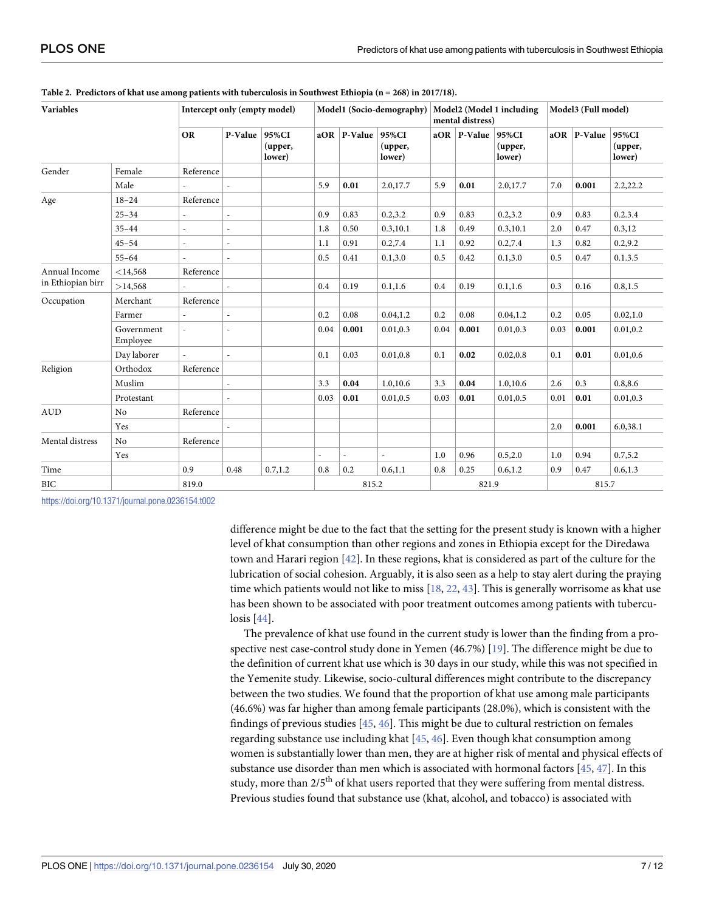**Table 2. Predictors of khat use among patients with tuberculosis in Southwest Ethiopia (n = 268) in 2017/18).**

| Variables | | Intercept only (empty model) | | | Model1 (Socio-demography) | | | Model2 (Model 1 including mental distress) | | | Model3 (Full model) | | |
|---|---|---|---|---|---|---|---|---|---|---|---|---|---|
| | | OR | P-Value | 95%CI (upper, lower) | aOR | P-Value | 95%CI (upper, lower) | aOR | P-Value | 95%CI (upper, lower) | aOR | P-Value | 95%CI (upper, lower) |
| Gender | Female | Reference | | | | | | | | | | | |
| | Male | - | - | | 5.9 | **0.01** | 2.0,17.7 | 5.9 | **0.01** | 2.0,17.7 | 7.0 | **0.001** | 2.2,22.2 |
| Age | 18–24 | Reference | | | | | | | | | | | |
| | 25–34 | - | - | | 0.9 | 0.83 | 0.2,3.2 | 0.9 | 0.83 | 0.2,3.2 | 0.9 | 0.83 | 0.2.3.4 |
| | 35–44 | - | - | | 1.8 | 0.50 | 0.3,10.1 | 1.8 | 0.49 | 0.3,10.1 | 2.0 | 0.47 | 0.3,12 |
| | 45–54 | - | - | | 1.1 | 0.91 | 0.2,7.4 | 1.1 | 0.92 | 0.2,7.4 | 1.3 | 0.82 | 0.2,9.2 |
| | 55–64 | - | - | | 0.5 | 0.41 | 0.1,3.0 | 0.5 | 0.42 | 0.1,3.0 | 0.5 | 0.47 | 0.1.3.5 |
| Annual Income in Ethiopian birr | <14,568 | Reference | | | | | | | | | | | |
| | >14,568 | - | - | | 0.4 | 0.19 | 0.1,1.6 | 0.4 | 0.19 | 0.1,1.6 | 0.3 | 0.16 | 0.8,1.5 |
| Occupation | Merchant | Reference | | | | | | | | | | | |
| | Farmer | - | - | | 0.2 | 0.08 | 0.04,1.2 | 0.2 | 0.08 | 0.04,1.2 | 0.2 | 0.05 | 0.02,1.0 |
| | Government Employee | - | - | | 0.04 | **0.001** | 0.01,0.3 | 0.04 | **0.001** | 0.01,0.3 | 0.03 | **0.001** | 0.01,0.2 |
| | Day laborer | - | - | | 0.1 | 0.03 | 0.01,0.8 | 0.1 | **0.02** | 0.02,0.8 | 0.1 | **0.01** | 0.01,0.6 |
| Religion | Orthodox | Reference | | | | | | | | | | | |
| | Muslim | | - | | 3.3 | **0.04** | 1.0,10.6 | 3.3 | **0.04** | 1.0,10.6 | 2.6 | 0.3 | 0.8,8.6 |
| | Protestant | | - | | 0.03 | **0.01** | 0.01,0.5 | 0.03 | **0.01** | 0.01,0.5 | 0.01 | **0.01** | 0.01,0.3 |
| AUD | No | Reference | | | | | | | | | | | |
| | Yes | | - | | | | | | | | 2.0 | **0.001** | 6.0,38.1 |
| Mental distress | No | Reference | | | | | | | | | | | |
| | Yes | | | | - | - | - | 1.0 | 0.96 | 0.5,2.0 | 1.0 | 0.94 | 0.7,5.2 |
| Time | | 0.9 | 0.48 | 0.7,1.2 | 0.8 | 0.2 | 0.6,1.1 | 0.8 | 0.25 | 0.6,1.2 | 0.9 | 0.47 | 0.6,1.3 |
| BIC | | 819.0 | | | 815.2 | | | 821.9 | | | 815.7 | | |

https://doi.org/10.1371/journal.pone.0236154.t002

difference might be due to the fact that the setting for the present study is known with a higher level of khat consumption than other regions and zones in Ethiopia except for the Diredawa town and Harari region [42]. In these regions, khat is considered as part of the culture for the lubrication of social cohesion. Arguably, it is also seen as a help to stay alert during the praying time which patients would not like to miss [18, 22, 43]. This is generally worrisome as khat use has been shown to be associated with poor treatment outcomes among patients with tuberculosis [44].

The prevalence of khat use found in the current study is lower than the finding from a prospective nest case-control study done in Yemen (46.7%) [19]. The difference might be due to the definition of current khat use which is 30 days in our study, while this was not specified in the Yemenite study. Likewise, socio-cultural differences might contribute to the discrepancy between the two studies. We found that the proportion of khat use among male participants (46.6%) was far higher than among female participants (28.0%), which is consistent with the findings of previous studies [45, 46]. This might be due to cultural restriction on females regarding substance use including khat [45, 46]. Even though khat consumption among women is substantially lower than men, they are at higher risk of mental and physical effects of substance use disorder than men which is associated with hormonal factors [45, 47]. In this study, more than 2/5[th] of khat users reported that they were suffering from mental distress. Previous studies found that substance use (khat, alcohol, and tobacco) is associated with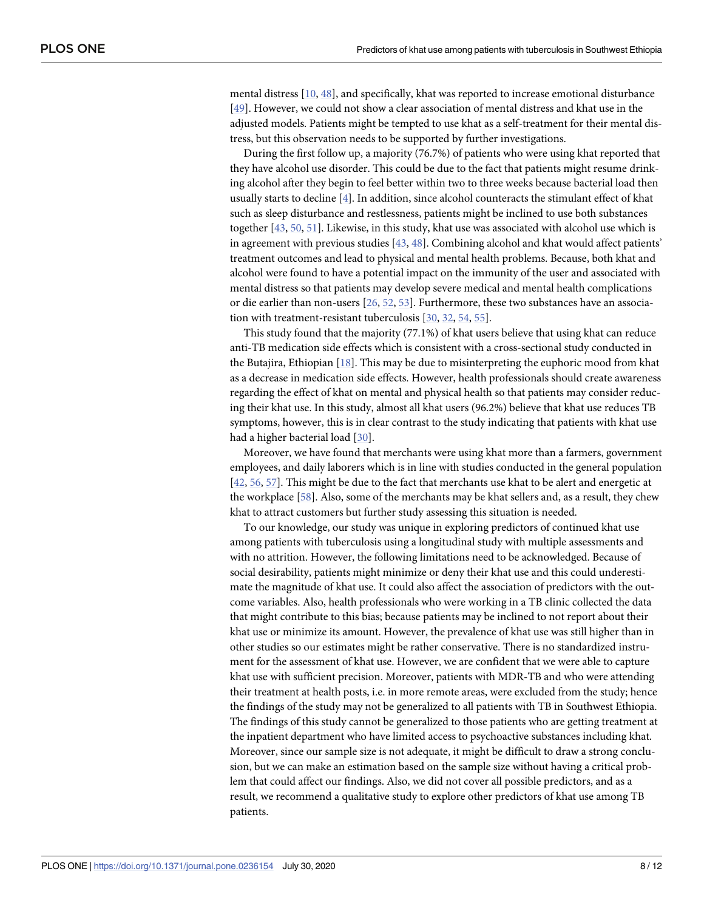mental distress [10, 48], and specifically, khat was reported to increase emotional disturbance [49]. However, we could not show a clear association of mental distress and khat use in the adjusted models. Patients might be tempted to use khat as a self-treatment for their mental distress, but this observation needs to be supported by further investigations.

During the first follow up, a majority (76.7%) of patients who were using khat reported that they have alcohol use disorder. This could be due to the fact that patients might resume drinking alcohol after they begin to feel better within two to three weeks because bacterial load then usually starts to decline [4]. In addition, since alcohol counteracts the stimulant effect of khat such as sleep disturbance and restlessness, patients might be inclined to use both substances together [43, 50, 51]. Likewise, in this study, khat use was associated with alcohol use which is in agreement with previous studies [43, 48]. Combining alcohol and khat would affect patients' treatment outcomes and lead to physical and mental health problems. Because, both khat and alcohol were found to have a potential impact on the immunity of the user and associated with mental distress so that patients may develop severe medical and mental health complications or die earlier than non-users [26, 52, 53]. Furthermore, these two substances have an association with treatment-resistant tuberculosis [30, 32, 54, 55].

This study found that the majority (77.1%) of khat users believe that using khat can reduce anti-TB medication side effects which is consistent with a cross-sectional study conducted in the Butajira, Ethiopian [18]. This may be due to misinterpreting the euphoric mood from khat as a decrease in medication side effects. However, health professionals should create awareness regarding the effect of khat on mental and physical health so that patients may consider reducing their khat use. In this study, almost all khat users (96.2%) believe that khat use reduces TB symptoms, however, this is in clear contrast to the study indicating that patients with khat use had a higher bacterial load [30].

Moreover, we have found that merchants were using khat more than a farmers, government employees, and daily laborers which is in line with studies conducted in the general population [42, 56, 57]. This might be due to the fact that merchants use khat to be alert and energetic at the workplace [58]. Also, some of the merchants may be khat sellers and, as a result, they chew khat to attract customers but further study assessing this situation is needed.

To our knowledge, our study was unique in exploring predictors of continued khat use among patients with tuberculosis using a longitudinal study with multiple assessments and with no attrition. However, the following limitations need to be acknowledged. Because of social desirability, patients might minimize or deny their khat use and this could underestimate the magnitude of khat use. It could also affect the association of predictors with the outcome variables. Also, health professionals who were working in a TB clinic collected the data that might contribute to this bias; because patients may be inclined to not report about their khat use or minimize its amount. However, the prevalence of khat use was still higher than in other studies so our estimates might be rather conservative. There is no standardized instrument for the assessment of khat use. However, we are confident that we were able to capture khat use with sufficient precision. Moreover, patients with MDR-TB and who were attending their treatment at health posts, i.e. in more remote areas, were excluded from the study; hence the findings of the study may not be generalized to all patients with TB in Southwest Ethiopia. The findings of this study cannot be generalized to those patients who are getting treatment at the inpatient department who have limited access to psychoactive substances including khat. Moreover, since our sample size is not adequate, it might be difficult to draw a strong conclusion, but we can make an estimation based on the sample size without having a critical problem that could affect our findings. Also, we did not cover all possible predictors, and as a result, we recommend a qualitative study to explore other predictors of khat use among TB patients.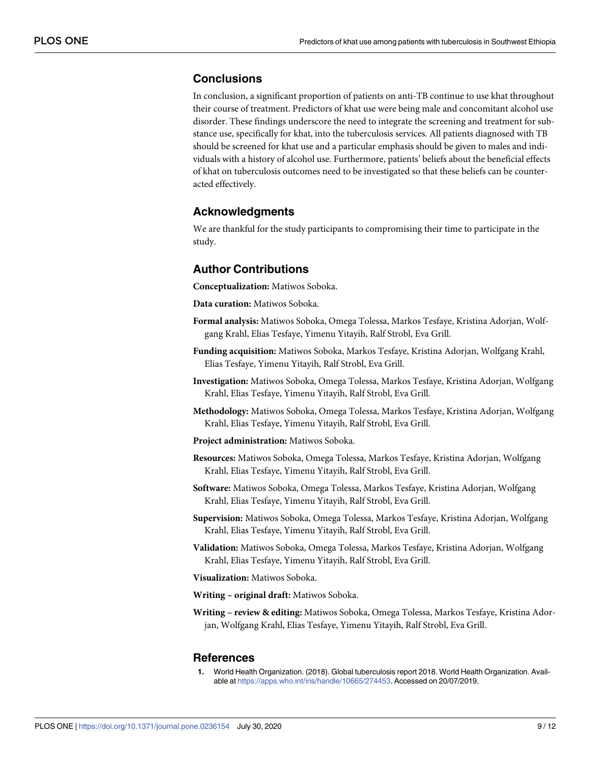## Conclusions

In conclusion, a significant proportion of patients on anti-TB continue to use khat throughout their course of treatment. Predictors of khat use were being male and concomitant alcohol use disorder. These findings underscore the need to integrate the screening and treatment for substance use, specifically for khat, into the tuberculosis services. All patients diagnosed with TB should be screened for khat use and a particular emphasis should be given to males and individuals with a history of alcohol use. Furthermore, patients' beliefs about the beneficial effects of khat on tuberculosis outcomes need to be investigated so that these beliefs can be counteracted effectively.

## Acknowledgments

We are thankful for the study participants to compromising their time to participate in the study.

## Author Contributions

**Conceptualization:** Matiwos Soboka.

**Data curation:** Matiwos Soboka.

**Formal analysis:** Matiwos Soboka, Omega Tolessa, Markos Tesfaye, Kristina Adorjan, Wolfgang Krahl, Elias Tesfaye, Yimenu Yitayih, Ralf Strobl, Eva Grill.

**Funding acquisition:** Matiwos Soboka, Markos Tesfaye, Kristina Adorjan, Wolfgang Krahl, Elias Tesfaye, Yimenu Yitayih, Ralf Strobl, Eva Grill.

**Investigation:** Matiwos Soboka, Omega Tolessa, Markos Tesfaye, Kristina Adorjan, Wolfgang Krahl, Elias Tesfaye, Yimenu Yitayih, Ralf Strobl, Eva Grill.

**Methodology:** Matiwos Soboka, Omega Tolessa, Markos Tesfaye, Kristina Adorjan, Wolfgang Krahl, Elias Tesfaye, Yimenu Yitayih, Ralf Strobl, Eva Grill.

**Project administration:** Matiwos Soboka.

**Resources:** Matiwos Soboka, Omega Tolessa, Markos Tesfaye, Kristina Adorjan, Wolfgang Krahl, Elias Tesfaye, Yimenu Yitayih, Ralf Strobl, Eva Grill.

**Software:** Matiwos Soboka, Omega Tolessa, Markos Tesfaye, Kristina Adorjan, Wolfgang Krahl, Elias Tesfaye, Yimenu Yitayih, Ralf Strobl, Eva Grill.

**Supervision:** Matiwos Soboka, Omega Tolessa, Markos Tesfaye, Kristina Adorjan, Wolfgang Krahl, Elias Tesfaye, Yimenu Yitayih, Ralf Strobl, Eva Grill.

**Validation:** Matiwos Soboka, Omega Tolessa, Markos Tesfaye, Kristina Adorjan, Wolfgang Krahl, Elias Tesfaye, Yimenu Yitayih, Ralf Strobl, Eva Grill.

**Visualization:** Matiwos Soboka.

**Writing – original draft:** Matiwos Soboka.

**Writing – review & editing:** Matiwos Soboka, Omega Tolessa, Markos Tesfaye, Kristina Adorjan, Wolfgang Krahl, Elias Tesfaye, Yimenu Yitayih, Ralf Strobl, Eva Grill.

## References

1. World Health Organization. (2018). Global tuberculosis report 2018. World Health Organization. Available at https://apps.who.int/iris/handle/10665/274453. Accessed on 20/07/2019.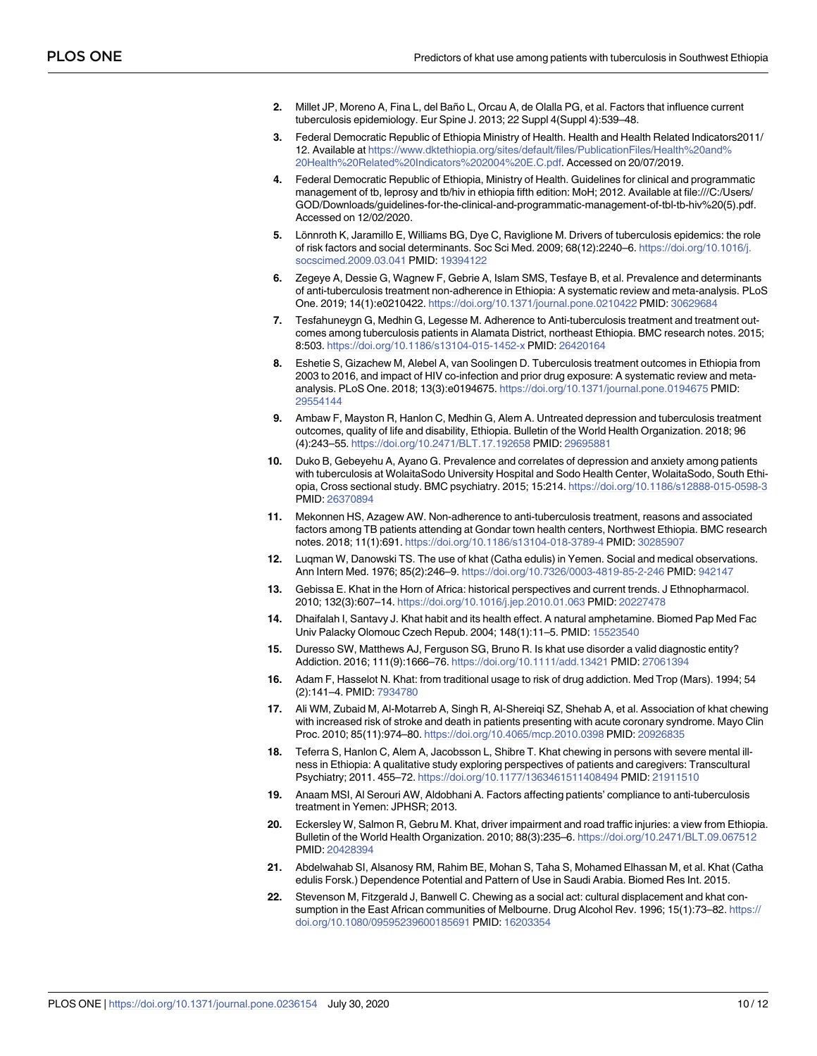2. Millet JP, Moreno A, Fina L, del Baño L, Orcau A, de Olalla PG, et al. Factors that influence current tuberculosis epidemiology. Eur Spine J. 2013; 22 Suppl 4(Suppl 4):539–48.
3. Federal Democratic Republic of Ethiopia Ministry of Health. Health and Health Related Indicators2011/12. Available at https://www.dktethiopia.org/sites/default/files/PublicationFiles/Health%20and%20Health%20Related%20Indicators%202004%20E.C.pdf. Accessed on 20/07/2019.
4. Federal Democratic Republic of Ethiopia, Ministry of Health. Guidelines for clinical and programmatic management of tb, leprosy and tb/hiv in ethiopia fifth edition: MoH; 2012. Available at file:///C:/Users/GOD/Downloads/guidelines-for-the-clinical-and-programmatic-management-of-tbl-tb-hiv%20(5).pdf. Accessed on 12/02/2020.
5. Lönnroth K, Jaramillo E, Williams BG, Dye C, Raviglione M. Drivers of tuberculosis epidemics: the role of risk factors and social determinants. Soc Sci Med. 2009; 68(12):2240–6. https://doi.org/10.1016/j.socscimed.2009.03.041 PMID: 19394122
6. Zegeye A, Dessie G, Wagnew F, Gebrie A, Islam SMS, Tesfaye B, et al. Prevalence and determinants of anti-tuberculosis treatment non-adherence in Ethiopia: A systematic review and meta-analysis. PLoS One. 2019; 14(1):e0210422. https://doi.org/10.1371/journal.pone.0210422 PMID: 30629684
7. Tesfahuneygn G, Medhin G, Legesse M. Adherence to Anti-tuberculosis treatment and treatment outcomes among tuberculosis patients in Alamata District, northeast Ethiopia. BMC research notes. 2015; 8:503. https://doi.org/10.1186/s13104-015-1452-x PMID: 26420164
8. Eshetie S, Gizachew M, Alebel A, van Soolingen D. Tuberculosis treatment outcomes in Ethiopia from 2003 to 2016, and impact of HIV co-infection and prior drug exposure: A systematic review and meta-analysis. PLoS One. 2018; 13(3):e0194675. https://doi.org/10.1371/journal.pone.0194675 PMID: 29554144
9. Ambaw F, Mayston R, Hanlon C, Medhin G, Alem A. Untreated depression and tuberculosis treatment outcomes, quality of life and disability, Ethiopia. Bulletin of the World Health Organization. 2018; 96(4):243–55. https://doi.org/10.2471/BLT.17.192658 PMID: 29695881
10. Duko B, Gebeyehu A, Ayano G. Prevalence and correlates of depression and anxiety among patients with tuberculosis at WolaitaSodo University Hospital and Sodo Health Center, WolaitaSodo, South Ethiopia, Cross sectional study. BMC psychiatry. 2015; 15:214. https://doi.org/10.1186/s12888-015-0598-3 PMID: 26370894
11. Mekonnen HS, Azagew AW. Non-adherence to anti-tuberculosis treatment, reasons and associated factors among TB patients attending at Gondar town health centers, Northwest Ethiopia. BMC research notes. 2018; 11(1):691. https://doi.org/10.1186/s13104-018-3789-4 PMID: 30285907
12. Luqman W, Danowski TS. The use of khat (Catha edulis) in Yemen. Social and medical observations. Ann Intern Med. 1976; 85(2):246–9. https://doi.org/10.7326/0003-4819-85-2-246 PMID: 942147
13. Gebissa E. Khat in the Horn of Africa: historical perspectives and current trends. J Ethnopharmacol. 2010; 132(3):607–14. https://doi.org/10.1016/j.jep.2010.01.063 PMID: 20227478
14. Dhaifalah I, Santavy J. Khat habit and its health effect. A natural amphetamine. Biomed Pap Med Fac Univ Palacky Olomouc Czech Repub. 2004; 148(1):11–5. PMID: 15523540
15. Duresso SW, Matthews AJ, Ferguson SG, Bruno R. Is khat use disorder a valid diagnostic entity? Addiction. 2016; 111(9):1666–76. https://doi.org/10.1111/add.13421 PMID: 27061394
16. Adam F, Hasselot N. Khat: from traditional usage to risk of drug addiction. Med Trop (Mars). 1994; 54(2):141–4. PMID: 7934780
17. Ali WM, Zubaid M, Al-Motarreb A, Singh R, Al-Shereiqi SZ, Shehab A, et al. Association of khat chewing with increased risk of stroke and death in patients presenting with acute coronary syndrome. Mayo Clin Proc. 2010; 85(11):974–80. https://doi.org/10.4065/mcp.2010.0398 PMID: 20926835
18. Teferra S, Hanlon C, Alem A, Jacobsson L, Shibre T. Khat chewing in persons with severe mental illness in Ethiopia: A qualitative study exploring perspectives of patients and caregivers: Transcultural Psychiatry; 2011. 455–72. https://doi.org/10.1177/1363461511408494 PMID: 21911510
19. Anaam MSI, Al Serouri AW, Aldobhani A. Factors affecting patients' compliance to anti-tuberculosis treatment in Yemen: JPHSR; 2013.
20. Eckersley W, Salmon R, Gebru M. Khat, driver impairment and road traffic injuries: a view from Ethiopia. Bulletin of the World Health Organization. 2010; 88(3):235–6. https://doi.org/10.2471/BLT.09.067512 PMID: 20428394
21. Abdelwahab SI, Alsanosy RM, Rahim BE, Mohan S, Taha S, Mohamed Elhassan M, et al. Khat (Catha edulis Forsk.) Dependence Potential and Pattern of Use in Saudi Arabia. Biomed Res Int. 2015.
22. Stevenson M, Fitzgerald J, Banwell C. Chewing as a social act: cultural displacement and khat consumption in the East African communities of Melbourne. Drug Alcohol Rev. 1996; 15(1):73–82. https://doi.org/10.1080/09595239600185691 PMID: 16203354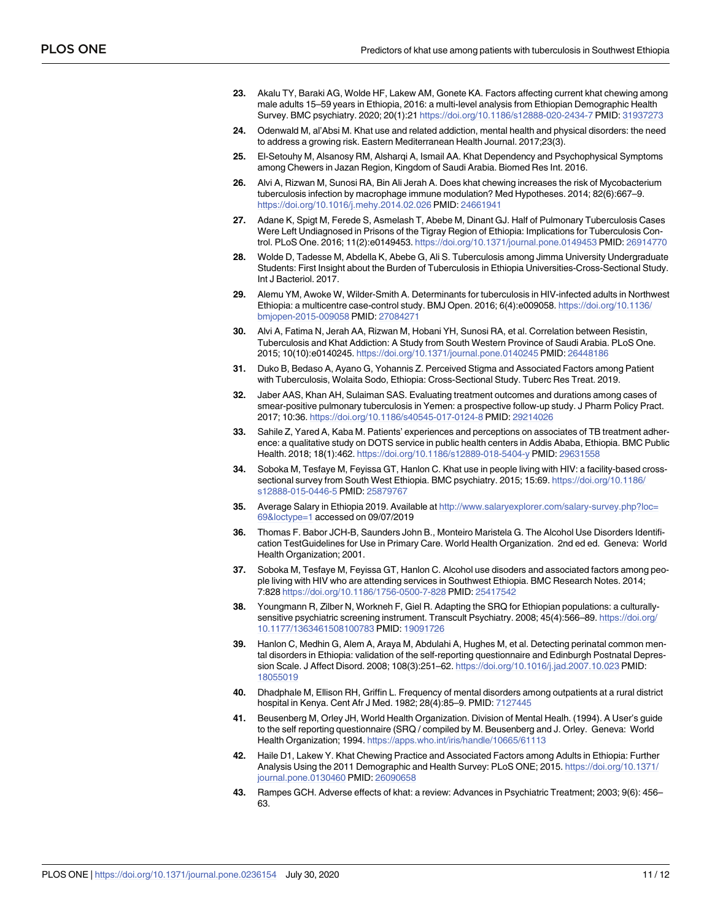23. Akalu TY, Baraki AG, Wolde HF, Lakew AM, Gonete KA. Factors affecting current khat chewing among male adults 15–59 years in Ethiopia, 2016: a multi-level analysis from Ethiopian Demographic Health Survey. BMC psychiatry. 2020; 20(1):21 https://doi.org/10.1186/s12888-020-2434-7 PMID: 31937273

24. Odenwald M, al'Absi M. Khat use and related addiction, mental health and physical disorders: the need to address a growing risk. Eastern Mediterranean Health Journal. 2017;23(3).

25. El-Setouhy M, Alsanosy RM, Alsharqi A, Ismail AA. Khat Dependency and Psychophysical Symptoms among Chewers in Jazan Region, Kingdom of Saudi Arabia. Biomed Res Int. 2016.

26. Alvi A, Rizwan M, Sunosi RA, Bin Ali Jerah A. Does khat chewing increases the risk of Mycobacterium tuberculosis infection by macrophage immune modulation? Med Hypotheses. 2014; 82(6):667–9. https://doi.org/10.1016/j.mehy.2014.02.026 PMID: 24661941

27. Adane K, Spigt M, Ferede S, Asmelash T, Abebe M, Dinant GJ. Half of Pulmonary Tuberculosis Cases Were Left Undiagnosed in Prisons of the Tigray Region of Ethiopia: Implications for Tuberculosis Control. PLoS One. 2016; 11(2):e0149453. https://doi.org/10.1371/journal.pone.0149453 PMID: 26914770

28. Wolde D, Tadesse M, Abdella K, Abebe G, Ali S. Tuberculosis among Jimma University Undergraduate Students: First Insight about the Burden of Tuberculosis in Ethiopia Universities-Cross-Sectional Study. Int J Bacteriol. 2017.

29. Alemu YM, Awoke W, Wilder-Smith A. Determinants for tuberculosis in HIV-infected adults in Northwest Ethiopia: a multicentre case-control study. BMJ Open. 2016; 6(4):e009058. https://doi.org/10.1136/bmjopen-2015-009058 PMID: 27084271

30. Alvi A, Fatima N, Jerah AA, Rizwan M, Hobani YH, Sunosi RA, et al. Correlation between Resistin, Tuberculosis and Khat Addiction: A Study from South Western Province of Saudi Arabia. PLoS One. 2015; 10(10):e0140245. https://doi.org/10.1371/journal.pone.0140245 PMID: 26448186

31. Duko B, Bedaso A, Ayano G, Yohannis Z. Perceived Stigma and Associated Factors among Patient with Tuberculosis, Wolaita Sodo, Ethiopia: Cross-Sectional Study. Tuberc Res Treat. 2019.

32. Jaber AAS, Khan AH, Sulaiman SAS. Evaluating treatment outcomes and durations among cases of smear-positive pulmonary tuberculosis in Yemen: a prospective follow-up study. J Pharm Policy Pract. 2017; 10:36. https://doi.org/10.1186/s40545-017-0124-8 PMID: 29214026

33. Sahile Z, Yared A, Kaba M. Patients' experiences and perceptions on associates of TB treatment adherence: a qualitative study on DOTS service in public health centers in Addis Ababa, Ethiopia. BMC Public Health. 2018; 18(1):462. https://doi.org/10.1186/s12889-018-5404-y PMID: 29631558

34. Soboka M, Tesfaye M, Feyissa GT, Hanlon C. Khat use in people living with HIV: a facility-based cross-sectional survey from South West Ethiopia. BMC psychiatry. 2015; 15:69. https://doi.org/10.1186/s12888-015-0446-5 PMID: 25879767

35. Average Salary in Ethiopia 2019. Available at http://www.salaryexplorer.com/salary-survey.php?loc=69&loctype=1 accessed on 09/07/2019

36. Thomas F. Babor JCH-B, Saunders John B., Monteiro Maristela G. The Alcohol Use Disorders Identification TestGuidelines for Use in Primary Care. World Health Organization. 2nd ed ed. Geneva: World Health Organization; 2001.

37. Soboka M, Tesfaye M, Feyissa GT, Hanlon C. Alcohol use disorders and associated factors among people living with HIV who are attending services in Southwest Ethiopia. BMC Research Notes. 2014; 7:828 https://doi.org/10.1186/1756-0500-7-828 PMID: 25417542

38. Youngmann R, Zilber N, Workneh F, Giel R. Adapting the SRQ for Ethiopian populations: a culturally-sensitive psychiatric screening instrument. Transcult Psychiatry. 2008; 45(4):566–89. https://doi.org/10.1177/1363461508100783 PMID: 19091726

39. Hanlon C, Medhin G, Alem A, Araya M, Abdulahi A, Hughes M, et al. Detecting perinatal common mental disorders in Ethiopia: validation of the self-reporting questionnaire and Edinburgh Postnatal Depression Scale. J Affect Disord. 2008; 108(3):251–62. https://doi.org/10.1016/j.jad.2007.10.023 PMID: 18055019

40. Dhadphale M, Ellison RH, Griffin L. Frequency of mental disorders among outpatients at a rural district hospital in Kenya. Cent Afr J Med. 1982; 28(4):85–9. PMID: 7127445

41. Beusenberg M, Orley JH, World Health Organization. Division of Mental Healh. (1994). A User's guide to the self reporting questionnaire (SRQ / compiled by M. Beusenberg and J. Orley. Geneva: World Health Organization; 1994. https://apps.who.int/iris/handle/10665/61113

42. Haile D1, Lakew Y. Khat Chewing Practice and Associated Factors among Adults in Ethiopia: Further Analysis Using the 2011 Demographic and Health Survey: PLoS ONE; 2015. https://doi.org/10.1371/journal.pone.0130460 PMID: 26090658

43. Rampes GCH. Adverse effects of khat: a review: Advances in Psychiatric Treatment; 2003; 9(6): 456–63.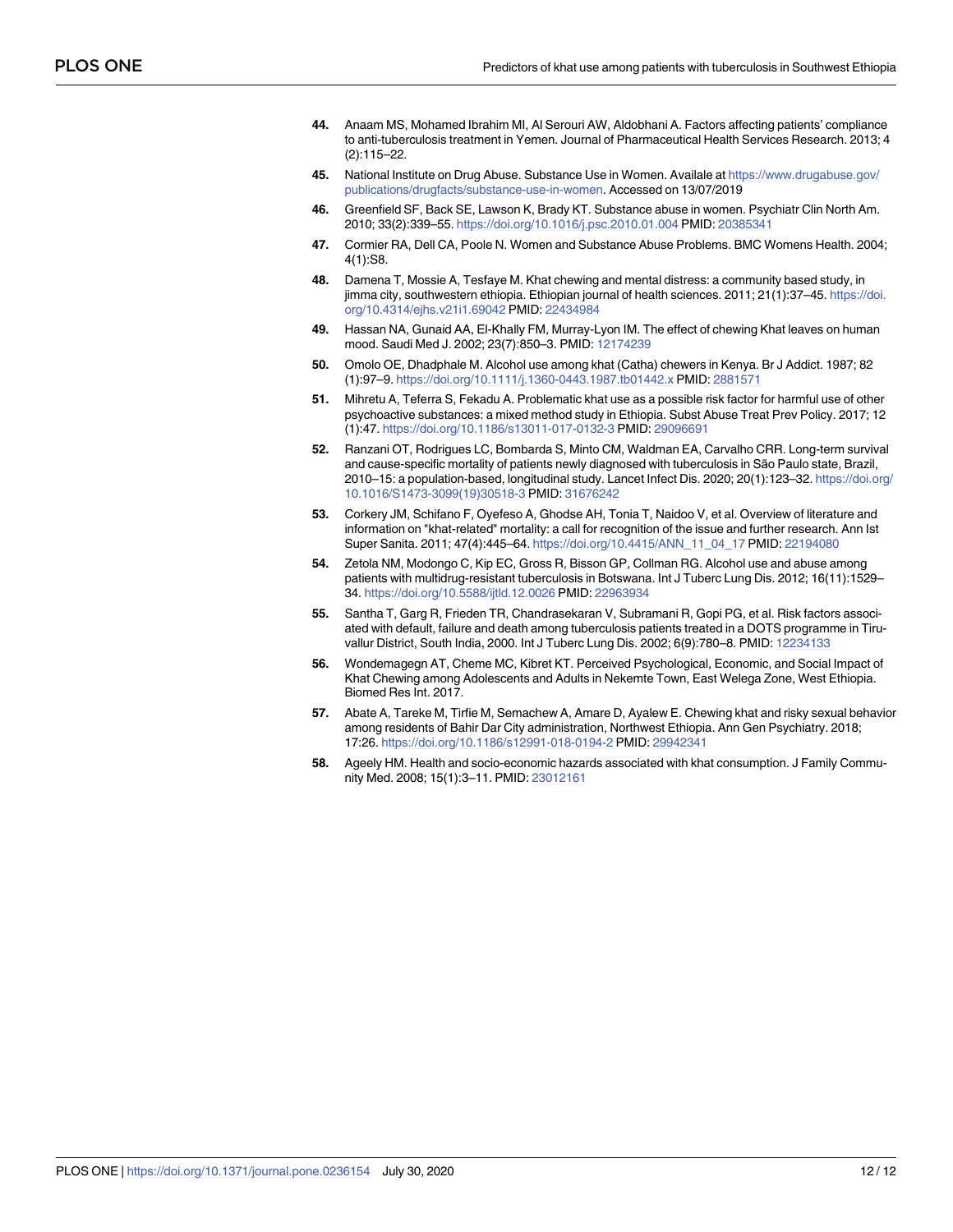44. Anaam MS, Mohamed Ibrahim MI, Al Serouri AW, Aldobhani A. Factors affecting patients' compliance to anti-tuberculosis treatment in Yemen. Journal of Pharmaceutical Health Services Research. 2013; 4 (2):115–22.

45. National Institute on Drug Abuse. Substance Use in Women. Availale at https://www.drugabuse.gov/publications/drugfacts/substance-use-in-women. Accessed on 13/07/2019

46. Greenfield SF, Back SE, Lawson K, Brady KT. Substance abuse in women. Psychiatr Clin North Am. 2010; 33(2):339–55. https://doi.org/10.1016/j.psc.2010.01.004 PMID: 20385341

47. Cormier RA, Dell CA, Poole N. Women and Substance Abuse Problems. BMC Womens Health. 2004; 4(1):S8.

48. Damena T, Mossie A, Tesfaye M. Khat chewing and mental distress: a community based study, in jimma city, southwestern ethiopia. Ethiopian journal of health sciences. 2011; 21(1):37–45. https://doi.org/10.4314/ejhs.v21i1.69042 PMID: 22434984

49. Hassan NA, Gunaid AA, El-Khally FM, Murray-Lyon IM. The effect of chewing Khat leaves on human mood. Saudi Med J. 2002; 23(7):850–3. PMID: 12174239

50. Omolo OE, Dhadphale M. Alcohol use among khat (Catha) chewers in Kenya. Br J Addict. 1987; 82 (1):97–9. https://doi.org/10.1111/j.1360-0443.1987.tb01442.x PMID: 2881571

51. Mihretu A, Teferra S, Fekadu A. Problematic khat use as a possible risk factor for harmful use of other psychoactive substances: a mixed method study in Ethiopia. Subst Abuse Treat Prev Policy. 2017; 12 (1):47. https://doi.org/10.1186/s13011-017-0132-3 PMID: 29096691

52. Ranzani OT, Rodrigues LC, Bombarda S, Minto CM, Waldman EA, Carvalho CRR. Long-term survival and cause-specific mortality of patients newly diagnosed with tuberculosis in São Paulo state, Brazil, 2010–15: a population-based, longitudinal study. Lancet Infect Dis. 2020; 20(1):123–32. https://doi.org/10.1016/S1473-3099(19)30518-3 PMID: 31676242

53. Corkery JM, Schifano F, Oyefeso A, Ghodse AH, Tonia T, Naidoo V, et al. Overview of literature and information on "khat-related" mortality: a call for recognition of the issue and further research. Ann Ist Super Sanita. 2011; 47(4):445–64. https://doi.org/10.4415/ANN_11_04_17 PMID: 22194080

54. Zetola NM, Modongo C, Kip EC, Gross R, Bisson GP, Collman RG. Alcohol use and abuse among patients with multidrug-resistant tuberculosis in Botswana. Int J Tuberc Lung Dis. 2012; 16(11):1529–34. https://doi.org/10.5588/ijtld.12.0026 PMID: 22963934

55. Santha T, Garg R, Frieden TR, Chandrasekaran V, Subramani R, Gopi PG, et al. Risk factors associated with default, failure and death among tuberculosis patients treated in a DOTS programme in Tiruvallur District, South India, 2000. Int J Tuberc Lung Dis. 2002; 6(9):780–8. PMID: 12234133

56. Wondemagegn AT, Cheme MC, Kibret KT. Perceived Psychological, Economic, and Social Impact of Khat Chewing among Adolescents and Adults in Nekemte Town, East Welega Zone, West Ethiopia. Biomed Res Int. 2017.

57. Abate A, Tareke M, Tirfie M, Semachew A, Amare D, Ayalew E. Chewing khat and risky sexual behavior among residents of Bahir Dar City administration, Northwest Ethiopia. Ann Gen Psychiatry. 2018; 17:26. https://doi.org/10.1186/s12991-018-0194-2 PMID: 29942341

58. Ageely HM. Health and socio-economic hazards associated with khat consumption. J Family Community Med. 2008; 15(1):3–11. PMID: 23012161